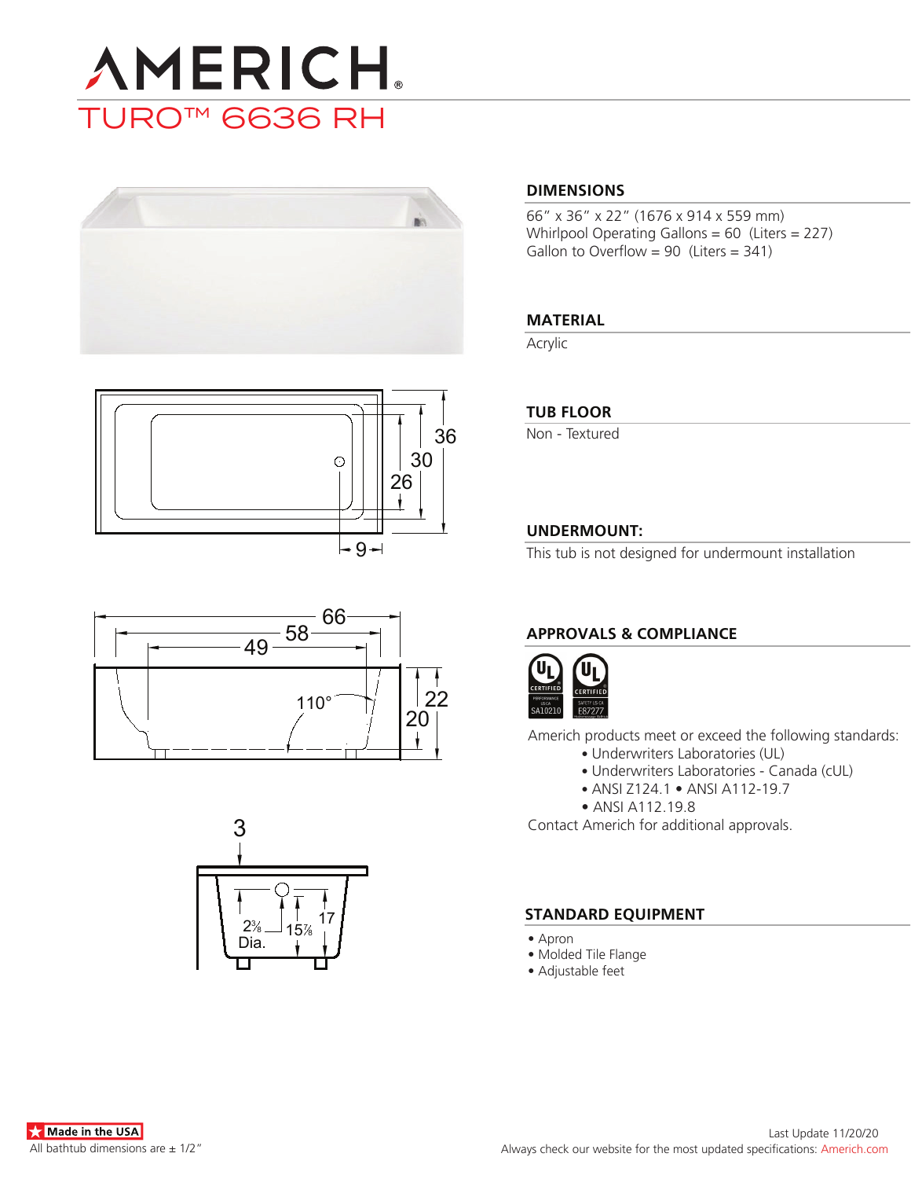# AMERICH

## TURO™ 6636 RH

66
58
49
110°
22
20

36
30
26
9

3
2⅜ Dia.
15⅞
17

### DIMENSIONS

66" x 36" x 22" (1676 x 914 x 559 mm)
Whirlpool Operating Gallons = 60 (Liters = 227)
Gallon to Overflow = 90 (Liters = 341)

### MATERIAL

Acrylic

### TUB FLOOR

Non - Textured

### UNDERMOUNT:

This tub is not designed for undermount installation

### APPROVALS & COMPLIANCE

UL CERTIFIED PERFORMANCE US CA SA10210
UL CERTIFIED SAFETY US CA E87277

Americh products meet or exceed the following standards:

- Underwriters Laboratories (UL)
- Underwriters Laboratories - Canada (cUL)
- ANSI Z124.1 • ANSI A112-19.7
- ANSI A112.19.8

Contact Americh for additional approvals.

### STANDARD EQUIPMENT

- Apron
- Molded Tile Flange
- Adjustable feet

Made in the USA
All bathtub dimensions are ± 1/2"

Last Update 11/20/20
Always check our website for the most updated specifications: Americh.com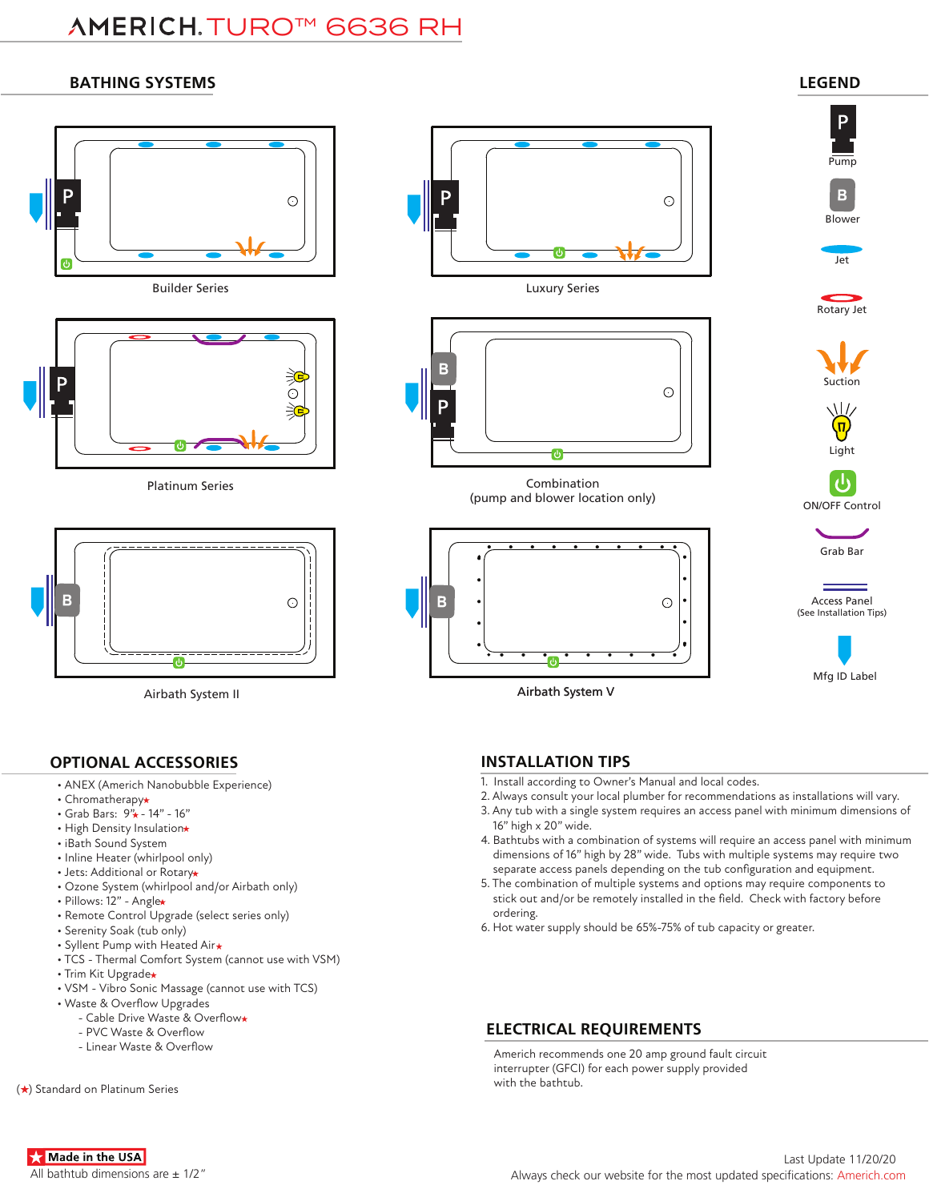# AMERICH. TURO™ 6636 RH

## BATHING SYSTEMS

P

Builder Series

P

Luxury Series

P

Platinum Series

B

P

Combination
(pump and blower location only)

B

Airbath System II

B

Airbath System V

## LEGEND

P
Pump

B
Blower

Jet

Rotary Jet

Suction

Light

ON/OFF Control

Grab Bar

Access Panel
(See Installation Tips)

Mfg ID Label

## OPTIONAL ACCESSORIES

- ANEX (Americh Nanobubble Experience)
- Chromatherapy★
- Grab Bars: 9"★ - 14" - 16"
- High Density Insulation★
- iBath Sound System
- Inline Heater (whirlpool only)
- Jets: Additional or Rotary★
- Ozone System (whirlpool and/or Airbath only)
- Pillows: 12" - Angle★
- Remote Control Upgrade (select series only)
- Serenity Soak (tub only)
- Syllent Pump with Heated Air★
- TCS - Thermal Comfort System (cannot use with VSM)
- Trim Kit Upgrade★
- VSM - Vibro Sonic Massage (cannot use with TCS)
- Waste & Overflow Upgrades
  - Cable Drive Waste & Overflow★
  - PVC Waste & Overflow
  - Linear Waste & Overflow

(★) Standard on Platinum Series

## INSTALLATION TIPS

1. Install according to Owner's Manual and local codes.
2. Always consult your local plumber for recommendations as installations will vary.
3. Any tub with a single system requires an access panel with minimum dimensions of 16" high x 20" wide.
4. Bathtubs with a combination of systems will require an access panel with minimum dimensions of 16" high by 28" wide. Tubs with multiple systems may require two separate access panels depending on the tub configuration and equipment.
5. The combination of multiple systems and options may require components to stick out and/or be remotely installed in the field. Check with factory before ordering.
6. Hot water supply should be 65%-75% of tub capacity or greater.

## ELECTRICAL REQUIREMENTS

Americh recommends one 20 amp ground fault circuit interrupter (GFCI) for each power supply provided with the bathtub.

★ Made in the USA

All bathtub dimensions are ± 1/2"

Last Update 11/20/20

Always check our website for the most updated specifications: Americh.com